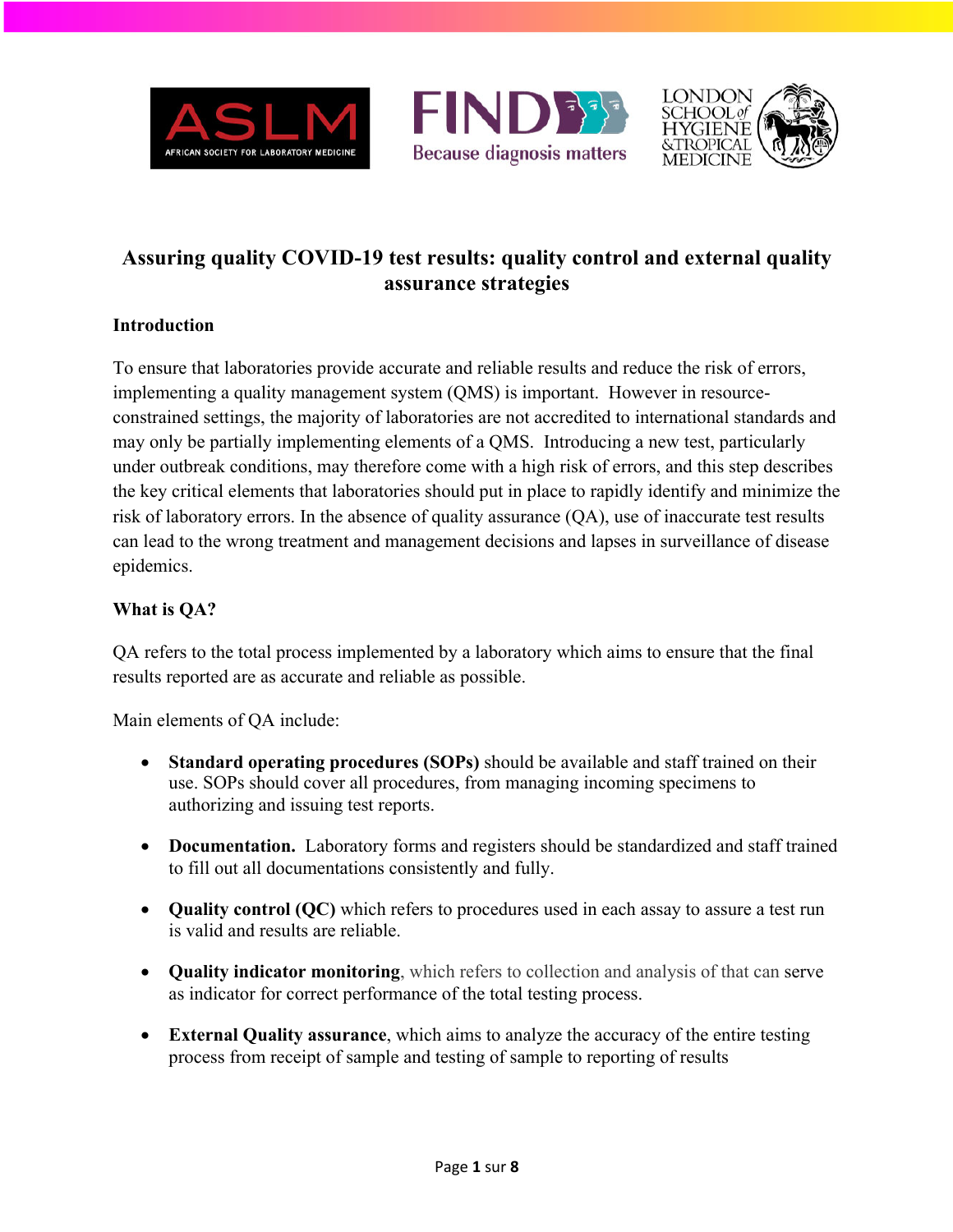# Assuring quality COVID-19 test results: quality control and external quality assurance strategies

## Introduction

To ensure that laboratories provide accurate and reliable results and reduce the risk of errors, implementing a quality management system (QMS) is important. However in resource-constrained settings, the majority of laboratories are not accredited to international standards and may only be partially implementing elements of a QMS. Introducing a new test, particularly under outbreak conditions, may therefore come with a high risk of errors, and this step describes the key critical elements that laboratories should put in place to rapidly identify and minimize the risk of laboratory errors. In the absence of quality assurance (QA), use of inaccurate test results can lead to the wrong treatment and management decisions and lapses in surveillance of disease epidemics.

## What is QA?

QA refers to the total process implemented by a laboratory which aims to ensure that the final results reported are as accurate and reliable as possible.

Main elements of QA include:

- **Standard operating procedures (SOPs)** should be available and staff trained on their use. SOPs should cover all procedures, from managing incoming specimens to authorizing and issuing test reports.
- **Documentation.** Laboratory forms and registers should be standardized and staff trained to fill out all documentations consistently and fully.
- **Quality control (QC)** which refers to procedures used in each assay to assure a test run is valid and results are reliable.
- **Quality indicator monitoring**, which refers to collection and analysis of that can serve as indicator for correct performance of the total testing process.
- **External Quality assurance**, which aims to analyze the accuracy of the entire testing process from receipt of sample and testing of sample to reporting of results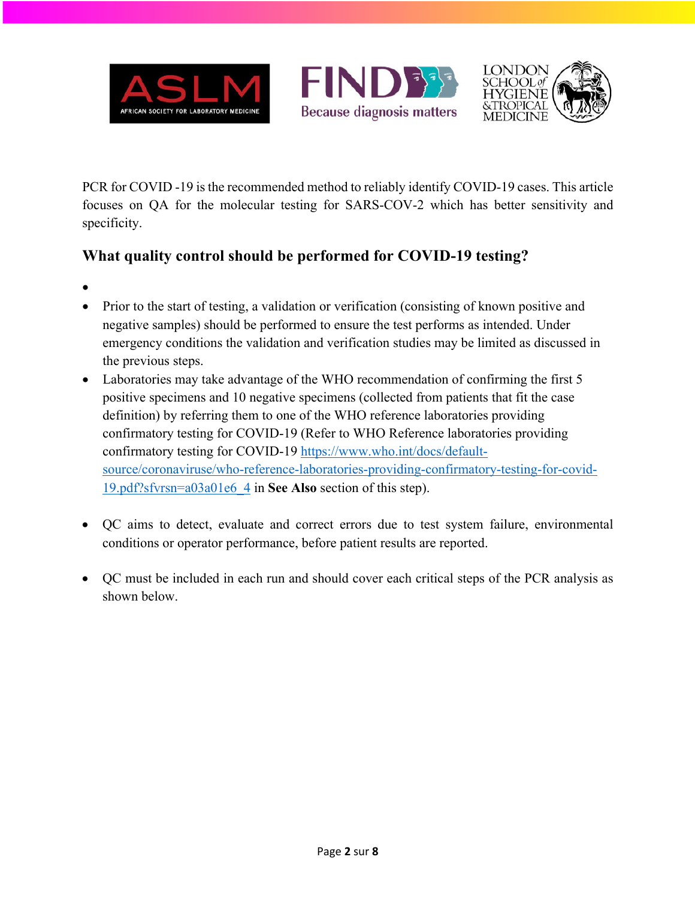PCR for COVID -19 is the recommended method to reliably identify COVID-19 cases. This article focuses on QA for the molecular testing for SARS-COV-2 which has better sensitivity and specificity.

## What quality control should be performed for COVID-19 testing?

- Prior to the start of testing, a validation or verification (consisting of known positive and negative samples) should be performed to ensure the test performs as intended. Under emergency conditions the validation and verification studies may be limited as discussed in the previous steps.
- Laboratories may take advantage of the WHO recommendation of confirming the first 5 positive specimens and 10 negative specimens (collected from patients that fit the case definition) by referring them to one of the WHO reference laboratories providing confirmatory testing for COVID-19 (Refer to WHO Reference laboratories providing confirmatory testing for COVID-19 [https://www.who.int/docs/default-source/coronaviruse/who-reference-laboratories-providing-confirmatory-testing-for-covid-19.pdf?sfvrsn=a03a01e6_4](https://www.who.int/docs/default-source/coronaviruse/who-reference-laboratories-providing-confirmatory-testing-for-covid-19.pdf?sfvrsn=a03a01e6_4) in **See Also** section of this step).
- QC aims to detect, evaluate and correct errors due to test system failure, environmental conditions or operator performance, before patient results are reported.
- QC must be included in each run and should cover each critical steps of the PCR analysis as shown below.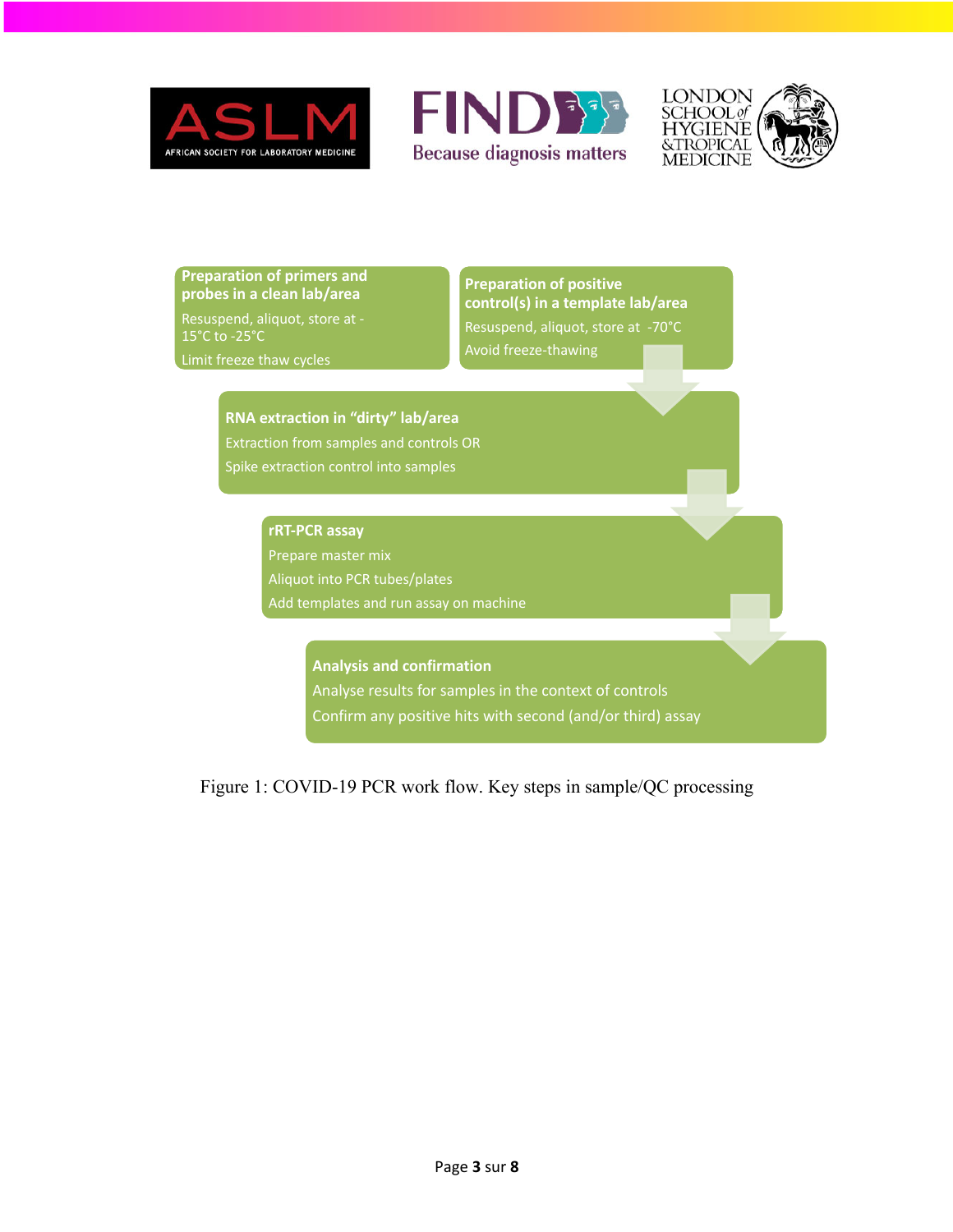**Preparation of primers and probes in a clean lab/area**

Resuspend, aliquot, store at -15°C to -25°C

Limit freeze thaw cycles

**Preparation of positive control(s) in a template lab/area**

Resuspend, aliquot, store at -70°C

Avoid freeze-thawing

**RNA extraction in "dirty" lab/area**

Extraction from samples and controls OR

Spike extraction control into samples

**rRT-PCR assay**

Prepare master mix

Aliquot into PCR tubes/plates

Add templates and run assay on machine

**Analysis and confirmation**

Analyse results for samples in the context of controls

Confirm any positive hits with second (and/or third) assay

Figure 1: COVID-19 PCR work flow. Key steps in sample/QC processing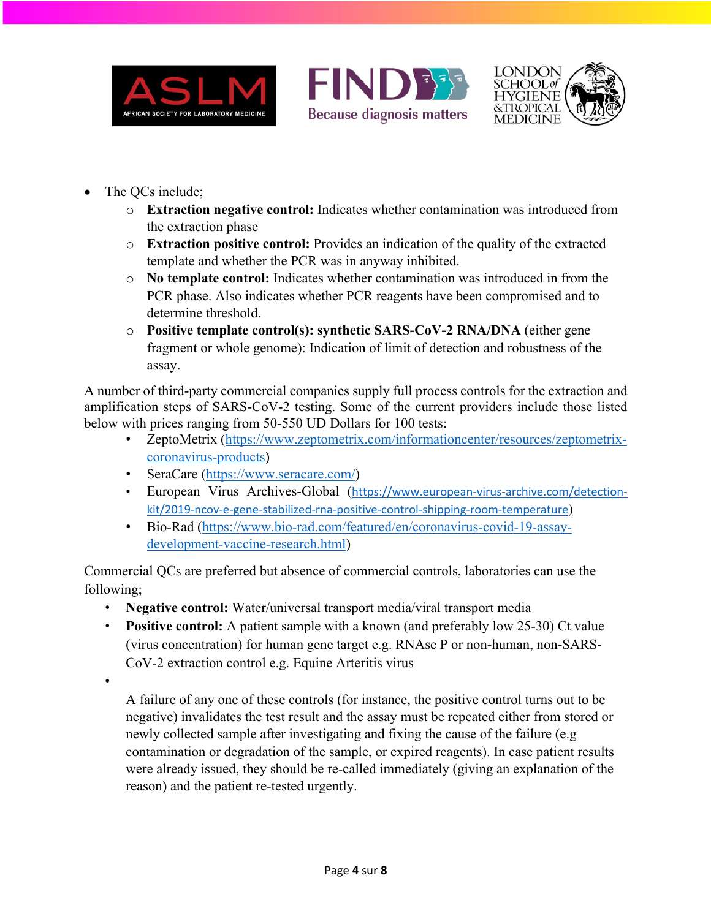- The QCs include;
    - **Extraction negative control:** Indicates whether contamination was introduced from the extraction phase
    - **Extraction positive control:** Provides an indication of the quality of the extracted template and whether the PCR was in anyway inhibited.
    - **No template control:** Indicates whether contamination was introduced in from the PCR phase. Also indicates whether PCR reagents have been compromised and to determine threshold.
    - **Positive template control(s): synthetic SARS-CoV-2 RNA/DNA** (either gene fragment or whole genome): Indication of limit of detection and robustness of the assay.

A number of third-party commercial companies supply full process controls for the extraction and amplification steps of SARS-CoV-2 testing. Some of the current providers include those listed below with prices ranging from 50-550 UD Dollars for 100 tests:

- ZeptoMetrix (https://www.zeptometrix.com/informationcenter/resources/zeptometrix-coronavirus-products)
- SeraCare (https://www.seracare.com/)
- European Virus Archives-Global (https://www.european-virus-archive.com/detection-kit/2019-ncov-e-gene-stabilized-rna-positive-control-shipping-room-temperature)
- Bio-Rad (https://www.bio-rad.com/featured/en/coronavirus-covid-19-assay-development-vaccine-research.html)

Commercial QCs are preferred but absence of commercial controls, laboratories can use the following;

- **Negative control:** Water/universal transport media/viral transport media
- **Positive control:** A patient sample with a known (and preferably low 25-30) Ct value (virus concentration) for human gene target e.g. RNAse P or non-human, non-SARS-CoV-2 extraction control e.g. Equine Arteritis virus
- A failure of any one of these controls (for instance, the positive control turns out to be negative) invalidates the test result and the assay must be repeated either from stored or newly collected sample after investigating and fixing the cause of the failure (e.g contamination or degradation of the sample, or expired reagents). In case patient results were already issued, they should be re-called immediately (giving an explanation of the reason) and the patient re-tested urgently.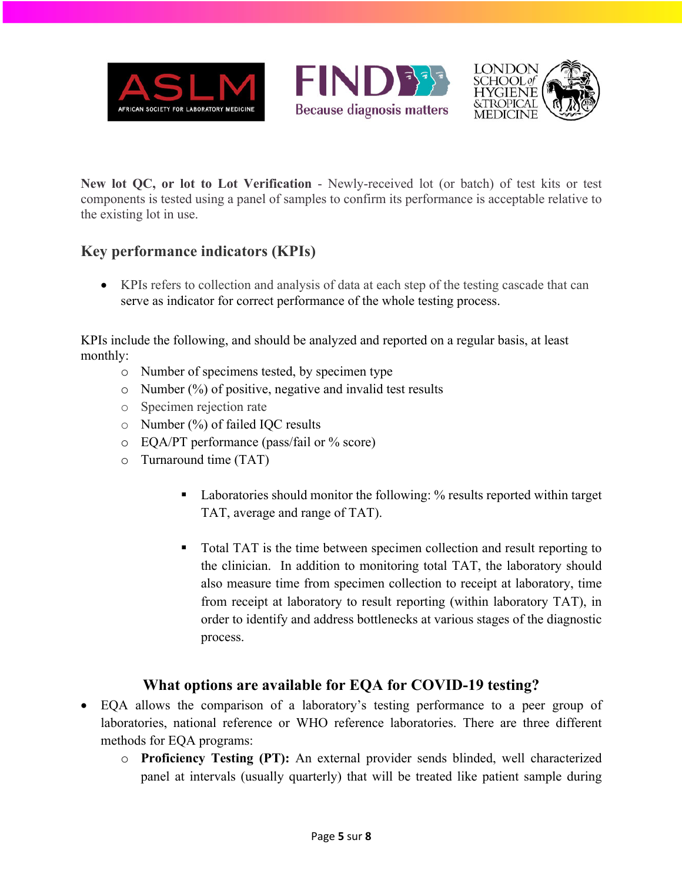**New lot QC, or lot to Lot Verification** - Newly-received lot (or batch) of test kits or test components is tested using a panel of samples to confirm its performance is acceptable relative to the existing lot in use.

## Key performance indicators (KPIs)

- KPIs refers to collection and analysis of data at each step of the testing cascade that can serve as indicator for correct performance of the whole testing process.

KPIs include the following, and should be analyzed and reported on a regular basis, at least monthly:

- Number of specimens tested, by specimen type
- Number (%) of positive, negative and invalid test results
- Specimen rejection rate
- Number (%) of failed IQC results
- EQA/PT performance (pass/fail or % score)
- Turnaround time (TAT)
    - Laboratories should monitor the following: % results reported within target TAT, average and range of TAT).
    - Total TAT is the time between specimen collection and result reporting to the clinician. In addition to monitoring total TAT, the laboratory should also measure time from specimen collection to receipt at laboratory, time from receipt at laboratory to result reporting (within laboratory TAT), in order to identify and address bottlenecks at various stages of the diagnostic process.

## What options are available for EQA for COVID-19 testing?

- EQA allows the comparison of a laboratory's testing performance to a peer group of laboratories, national reference or WHO reference laboratories. There are three different methods for EQA programs:
    - **Proficiency Testing (PT):** An external provider sends blinded, well characterized panel at intervals (usually quarterly) that will be treated like patient sample during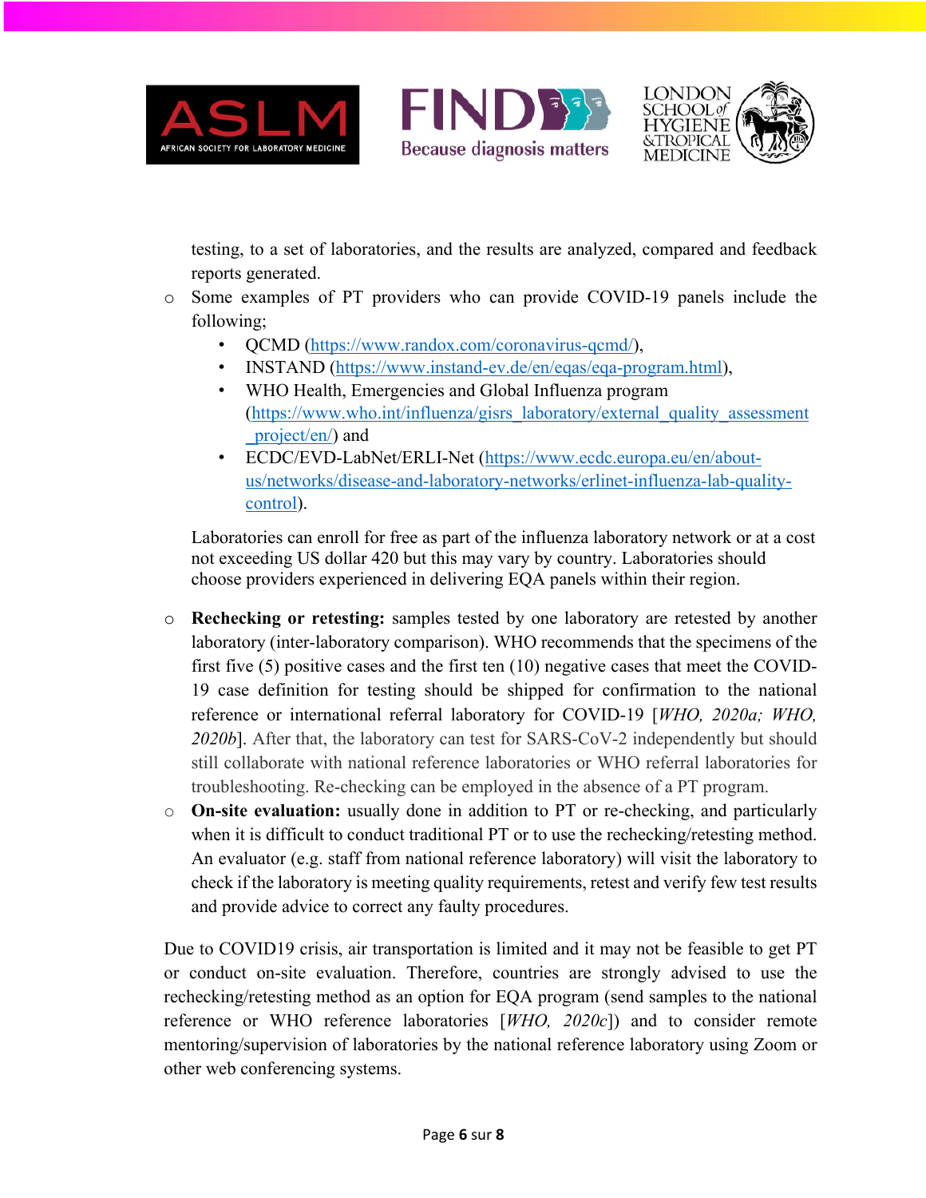testing, to a set of laboratories, and the results are analyzed, compared and feedback reports generated.

- Some examples of PT providers who can provide COVID-19 panels include the following;
  - QCMD (https://www.randox.com/coronavirus-qcmd/),
  - INSTAND (https://www.instand-ev.de/en/eqas/eqa-program.html),
  - WHO Health, Emergencies and Global Influenza program (https://www.who.int/influenza/gisrs_laboratory/external_quality_assessment_project/en/) and
  - ECDC/EVD-LabNet/ERLI-Net (https://www.ecdc.europa.eu/en/about-us/networks/disease-and-laboratory-networks/erlinet-influenza-lab-quality-control).

  Laboratories can enroll for free as part of the influenza laboratory network or at a cost not exceeding US dollar 420 but this may vary by country. Laboratories should choose providers experienced in delivering EQA panels within their region.

- **Rechecking or retesting:** samples tested by one laboratory are retested by another laboratory (inter-laboratory comparison). WHO recommends that the specimens of the first five (5) positive cases and the first ten (10) negative cases that meet the COVID-19 case definition for testing should be shipped for confirmation to the national reference or international referral laboratory for COVID-19 [*WHO, 2020a; WHO, 2020b*]. After that, the laboratory can test for SARS-CoV-2 independently but should still collaborate with national reference laboratories or WHO referral laboratories for troubleshooting. Re-checking can be employed in the absence of a PT program.
- **On-site evaluation:** usually done in addition to PT or re-checking, and particularly when it is difficult to conduct traditional PT or to use the rechecking/retesting method. An evaluator (e.g. staff from national reference laboratory) will visit the laboratory to check if the laboratory is meeting quality requirements, retest and verify few test results and provide advice to correct any faulty procedures.

Due to COVID19 crisis, air transportation is limited and it may not be feasible to get PT or conduct on-site evaluation. Therefore, countries are strongly advised to use the rechecking/retesting method as an option for EQA program (send samples to the national reference or WHO reference laboratories [*WHO, 2020c*]) and to consider remote mentoring/supervision of laboratories by the national reference laboratory using Zoom or other web conferencing systems.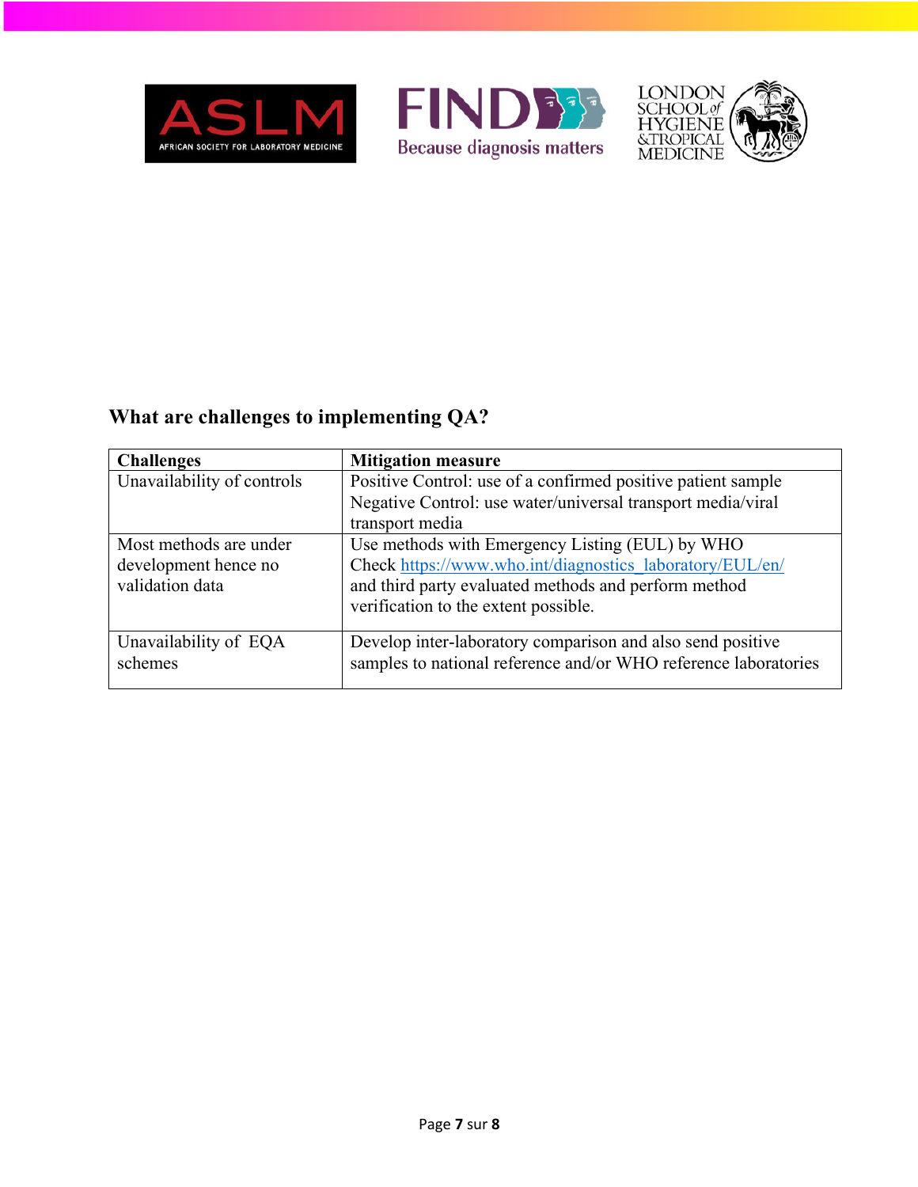### What are challenges to implementing QA?

| Challenges | Mitigation measure |
|---|---|
| Unavailability of controls | Positive Control: use of a confirmed positive patient sample<br>Negative Control: use water/universal transport media/viral transport media |
| Most methods are under development hence no validation data | Use methods with Emergency Listing (EUL) by WHO<br>Check [https://www.who.int/diagnostics_laboratory/EUL/en/](https://www.who.int/diagnostics_laboratory/EUL/en/) and third party evaluated methods and perform method verification to the extent possible. |
| Unavailability of EQA schemes | Develop inter-laboratory comparison and also send positive samples to national reference and/or WHO reference laboratories |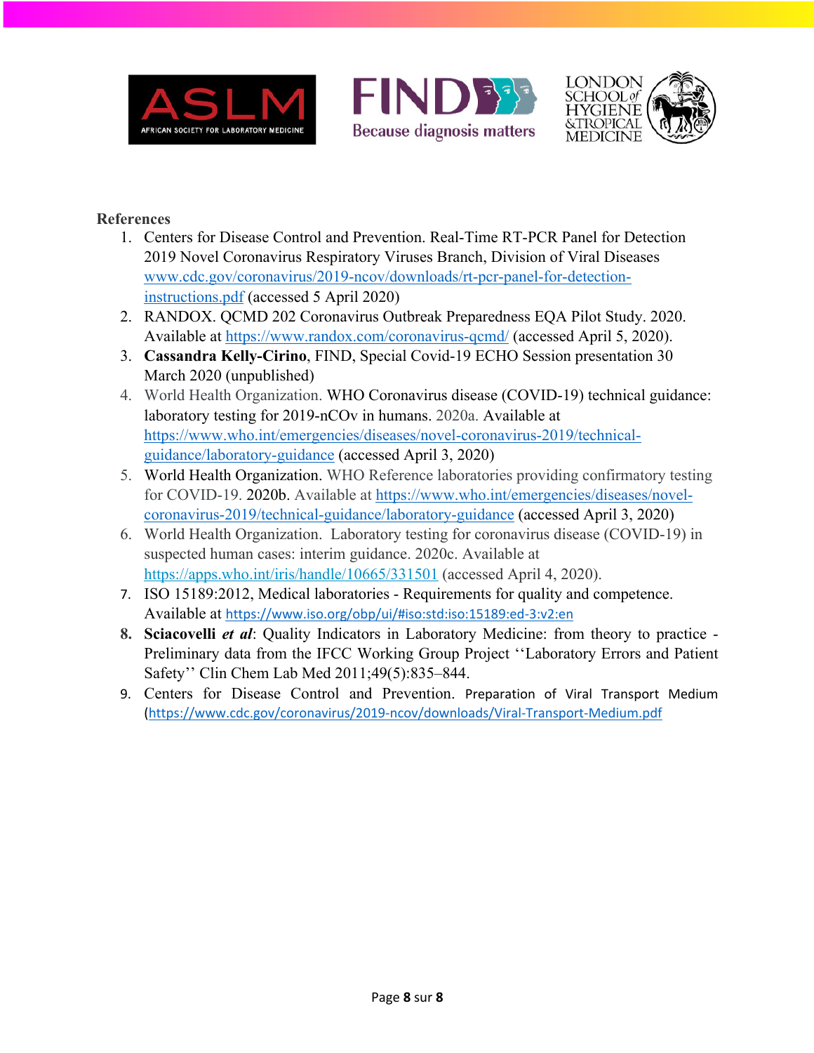**References**

1. Centers for Disease Control and Prevention. Real-Time RT-PCR Panel for Detection 2019 Novel Coronavirus Respiratory Viruses Branch, Division of Viral Diseases www.cdc.gov/coronavirus/2019-ncov/downloads/rt-pcr-panel-for-detection-instructions.pdf (accessed 5 April 2020)
2. RANDOX. QCMD 202 Coronavirus Outbreak Preparedness EQA Pilot Study. 2020. Available at https://www.randox.com/coronavirus-qcmd/ (accessed April 5, 2020).
3. **Cassandra Kelly-Cirino**, FIND, Special Covid-19 ECHO Session presentation 30 March 2020 (unpublished)
4. World Health Organization. WHO Coronavirus disease (COVID-19) technical guidance: laboratory testing for 2019-nCOv in humans. 2020a. Available at https://www.who.int/emergencies/diseases/novel-coronavirus-2019/technical-guidance/laboratory-guidance (accessed April 3, 2020)
5. World Health Organization. WHO Reference laboratories providing confirmatory testing for COVID-19. 2020b. Available at https://www.who.int/emergencies/diseases/novel-coronavirus-2019/technical-guidance/laboratory-guidance (accessed April 3, 2020)
6. World Health Organization. Laboratory testing for coronavirus disease (COVID-19) in suspected human cases: interim guidance. 2020c. Available at https://apps.who.int/iris/handle/10665/331501 (accessed April 4, 2020).
7. ISO 15189:2012, Medical laboratories - Requirements for quality and competence. Available at https://www.iso.org/obp/ui/#iso:std:iso:15189:ed-3:v2:en
8. **Sciacovelli *et al***: Quality Indicators in Laboratory Medicine: from theory to practice - Preliminary data from the IFCC Working Group Project ''Laboratory Errors and Patient Safety'' Clin Chem Lab Med 2011;49(5):835–844.
9. Centers for Disease Control and Prevention. Preparation of Viral Transport Medium (https://www.cdc.gov/coronavirus/2019-ncov/downloads/Viral-Transport-Medium.pdf